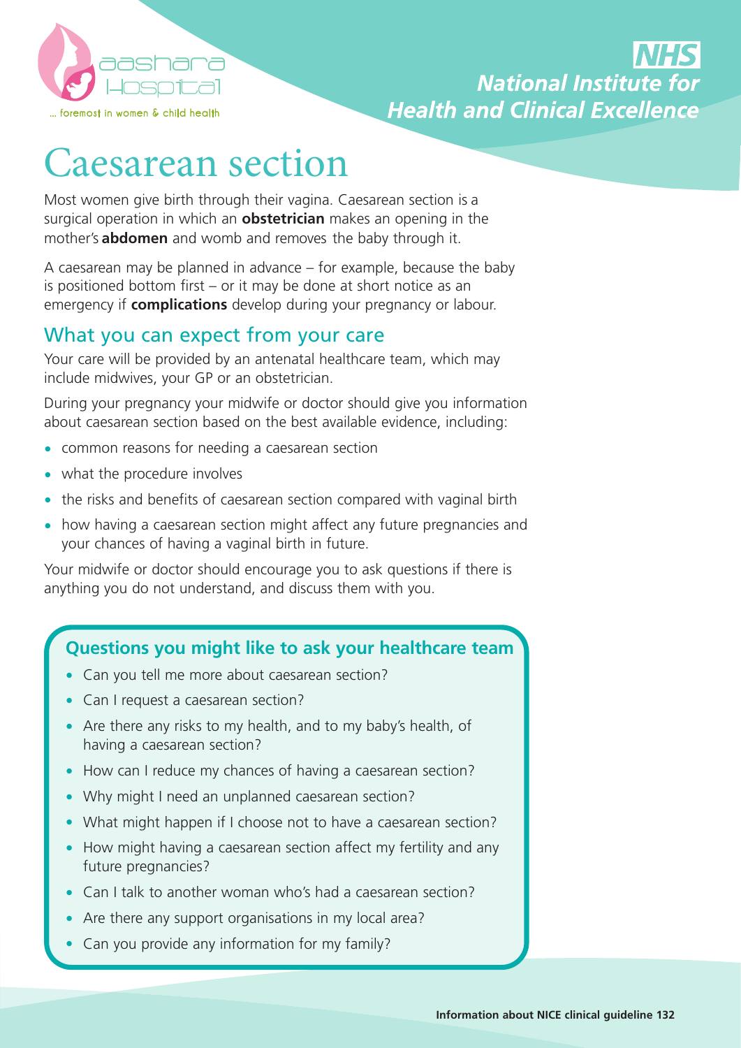aashara Hospital

... foremost in women & child health

NHS

National Institute for Health and Clinical Excellence

# Caesarean section

Most women give birth through their vagina. Caesarean section is a surgical operation in which an **obstetrician** makes an opening in the mother's **abdomen** and womb and removes the baby through it.

A caesarean may be planned in advance – for example, because the baby is positioned bottom first – or it may be done at short notice as an emergency if **complications** develop during your pregnancy or labour.

## What you can expect from your care

Your care will be provided by an antenatal healthcare team, which may include midwives, your GP or an obstetrician.

During your pregnancy your midwife or doctor should give you information about caesarean section based on the best available evidence, including:

- common reasons for needing a caesarean section
- what the procedure involves
- the risks and benefits of caesarean section compared with vaginal birth
- how having a caesarean section might affect any future pregnancies and your chances of having a vaginal birth in future.

Your midwife or doctor should encourage you to ask questions if there is anything you do not understand, and discuss them with you.

### Questions you might like to ask your healthcare team

- Can you tell me more about caesarean section?
- Can I request a caesarean section?
- Are there any risks to my health, and to my baby's health, of having a caesarean section?
- How can I reduce my chances of having a caesarean section?
- Why might I need an unplanned caesarean section?
- What might happen if I choose not to have a caesarean section?
- How might having a caesarean section affect my fertility and any future pregnancies?
- Can I talk to another woman who's had a caesarean section?
- Are there any support organisations in my local area?
- Can you provide any information for my family?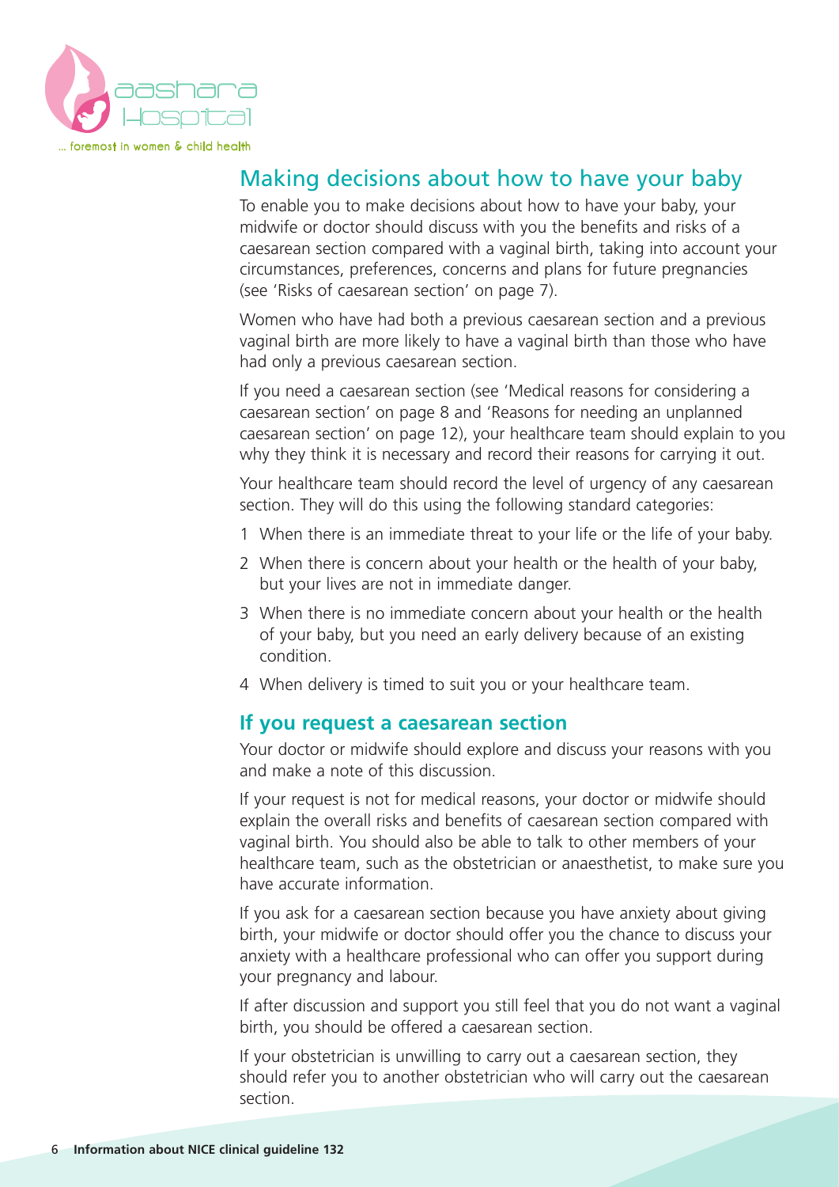## Making decisions about how to have your baby

To enable you to make decisions about how to have your baby, your midwife or doctor should discuss with you the benefits and risks of a caesarean section compared with a vaginal birth, taking into account your circumstances, preferences, concerns and plans for future pregnancies (see 'Risks of caesarean section' on page 7).

Women who have had both a previous caesarean section and a previous vaginal birth are more likely to have a vaginal birth than those who have had only a previous caesarean section.

If you need a caesarean section (see 'Medical reasons for considering a caesarean section' on page 8 and 'Reasons for needing an unplanned caesarean section' on page 12), your healthcare team should explain to you why they think it is necessary and record their reasons for carrying it out.

Your healthcare team should record the level of urgency of any caesarean section. They will do this using the following standard categories:

1. When there is an immediate threat to your life or the life of your baby.
2. When there is concern about your health or the health of your baby, but your lives are not in immediate danger.
3. When there is no immediate concern about your health or the health of your baby, but you need an early delivery because of an existing condition.
4. When delivery is timed to suit you or your healthcare team.

### If you request a caesarean section

Your doctor or midwife should explore and discuss your reasons with you and make a note of this discussion.

If your request is not for medical reasons, your doctor or midwife should explain the overall risks and benefits of caesarean section compared with vaginal birth. You should also be able to talk to other members of your healthcare team, such as the obstetrician or anaesthetist, to make sure you have accurate information.

If you ask for a caesarean section because you have anxiety about giving birth, your midwife or doctor should offer you the chance to discuss your anxiety with a healthcare professional who can offer you support during your pregnancy and labour.

If after discussion and support you still feel that you do not want a vaginal birth, you should be offered a caesarean section.

If your obstetrician is unwilling to carry out a caesarean section, they should refer you to another obstetrician who will carry out the caesarean section.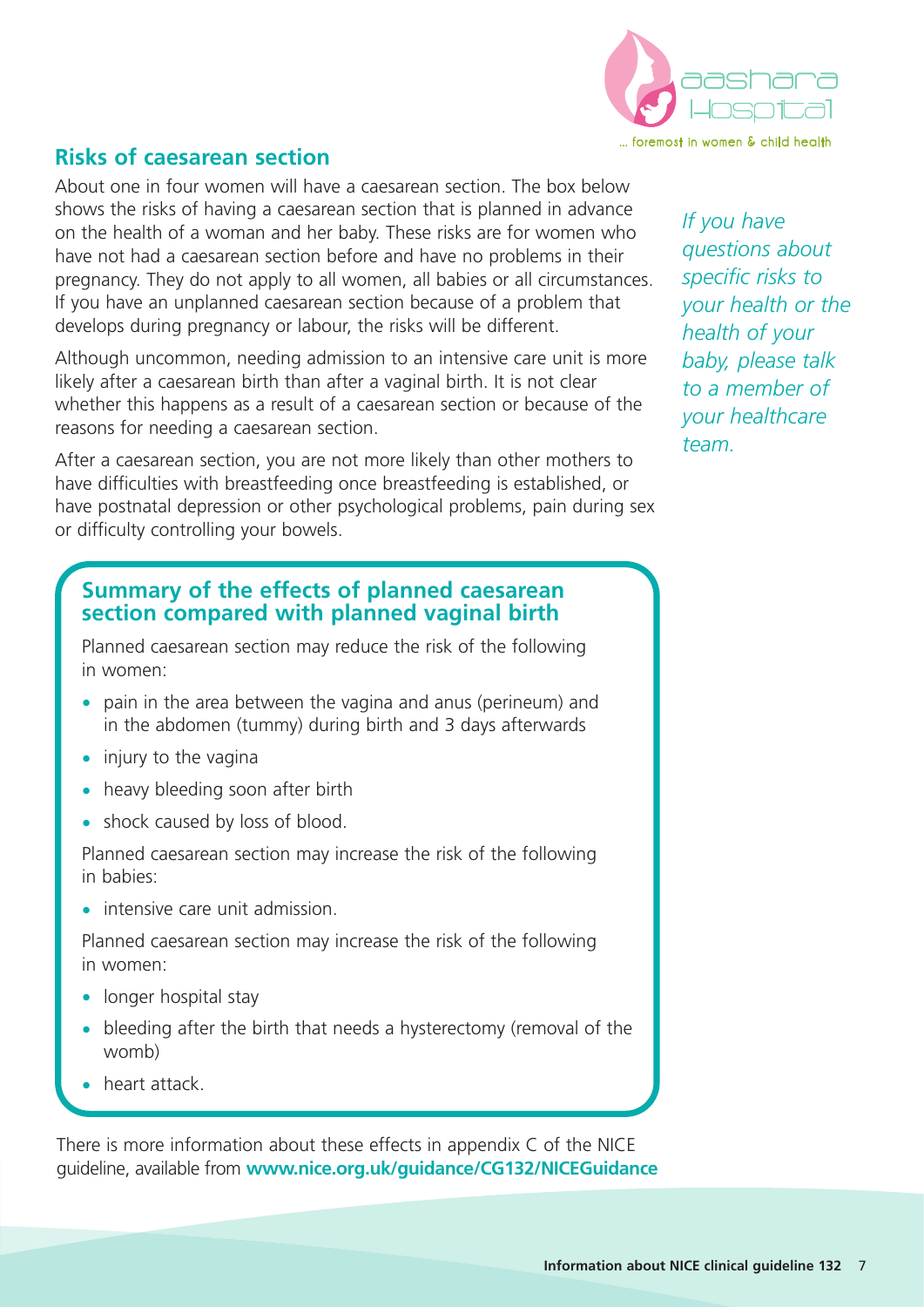## Risks of caesarean section

About one in four women will have a caesarean section. The box below shows the risks of having a caesarean section that is planned in advance on the health of a woman and her baby. These risks are for women who have not had a caesarean section before and have no problems in their pregnancy. They do not apply to all women, all babies or all circumstances. If you have an unplanned caesarean section because of a problem that develops during pregnancy or labour, the risks will be different.

*If you have questions about specific risks to your health or the health of your baby, please talk to a member of your healthcare team.*

Although uncommon, needing admission to an intensive care unit is more likely after a caesarean birth than after a vaginal birth. It is not clear whether this happens as a result of a caesarean section or because of the reasons for needing a caesarean section.

After a caesarean section, you are not more likely than other mothers to have difficulties with breastfeeding once breastfeeding is established, or have postnatal depression or other psychological problems, pain during sex or difficulty controlling your bowels.

### Summary of the effects of planned caesarean section compared with planned vaginal birth

Planned caesarean section may reduce the risk of the following in women:

- pain in the area between the vagina and anus (perineum) and in the abdomen (tummy) during birth and 3 days afterwards
- injury to the vagina
- heavy bleeding soon after birth
- shock caused by loss of blood.

Planned caesarean section may increase the risk of the following in babies:

- intensive care unit admission.

Planned caesarean section may increase the risk of the following in women:

- longer hospital stay
- bleeding after the birth that needs a hysterectomy (removal of the womb)
- heart attack.

There is more information about these effects in appendix C of the NICE guideline, available from **www.nice.org.uk/guidance/CG132/NICEGuidance**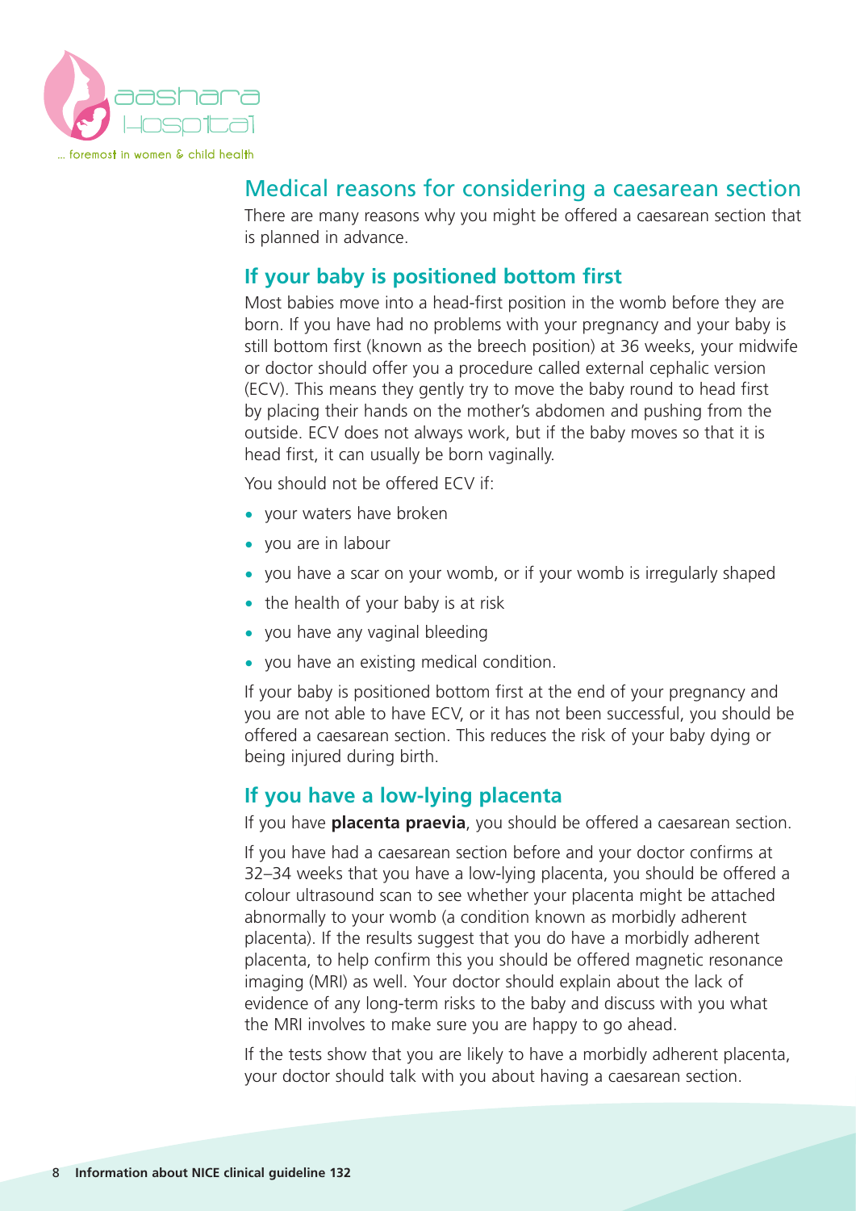## Medical reasons for considering a caesarean section

There are many reasons why you might be offered a caesarean section that is planned in advance.

### If your baby is positioned bottom first

Most babies move into a head-first position in the womb before they are born. If you have had no problems with your pregnancy and your baby is still bottom first (known as the breech position) at 36 weeks, your midwife or doctor should offer you a procedure called external cephalic version (ECV). This means they gently try to move the baby round to head first by placing their hands on the mother's abdomen and pushing from the outside. ECV does not always work, but if the baby moves so that it is head first, it can usually be born vaginally.

You should not be offered ECV if:

- your waters have broken
- you are in labour
- you have a scar on your womb, or if your womb is irregularly shaped
- the health of your baby is at risk
- you have any vaginal bleeding
- you have an existing medical condition.

If your baby is positioned bottom first at the end of your pregnancy and you are not able to have ECV, or it has not been successful, you should be offered a caesarean section. This reduces the risk of your baby dying or being injured during birth.

### If you have a low-lying placenta

If you have **placenta praevia**, you should be offered a caesarean section.

If you have had a caesarean section before and your doctor confirms at 32–34 weeks that you have a low-lying placenta, you should be offered a colour ultrasound scan to see whether your placenta might be attached abnormally to your womb (a condition known as morbidly adherent placenta). If the results suggest that you do have a morbidly adherent placenta, to help confirm this you should be offered magnetic resonance imaging (MRI) as well. Your doctor should explain about the lack of evidence of any long-term risks to the baby and discuss with you what the MRI involves to make sure you are happy to go ahead.

If the tests show that you are likely to have a morbidly adherent placenta, your doctor should talk with you about having a caesarean section.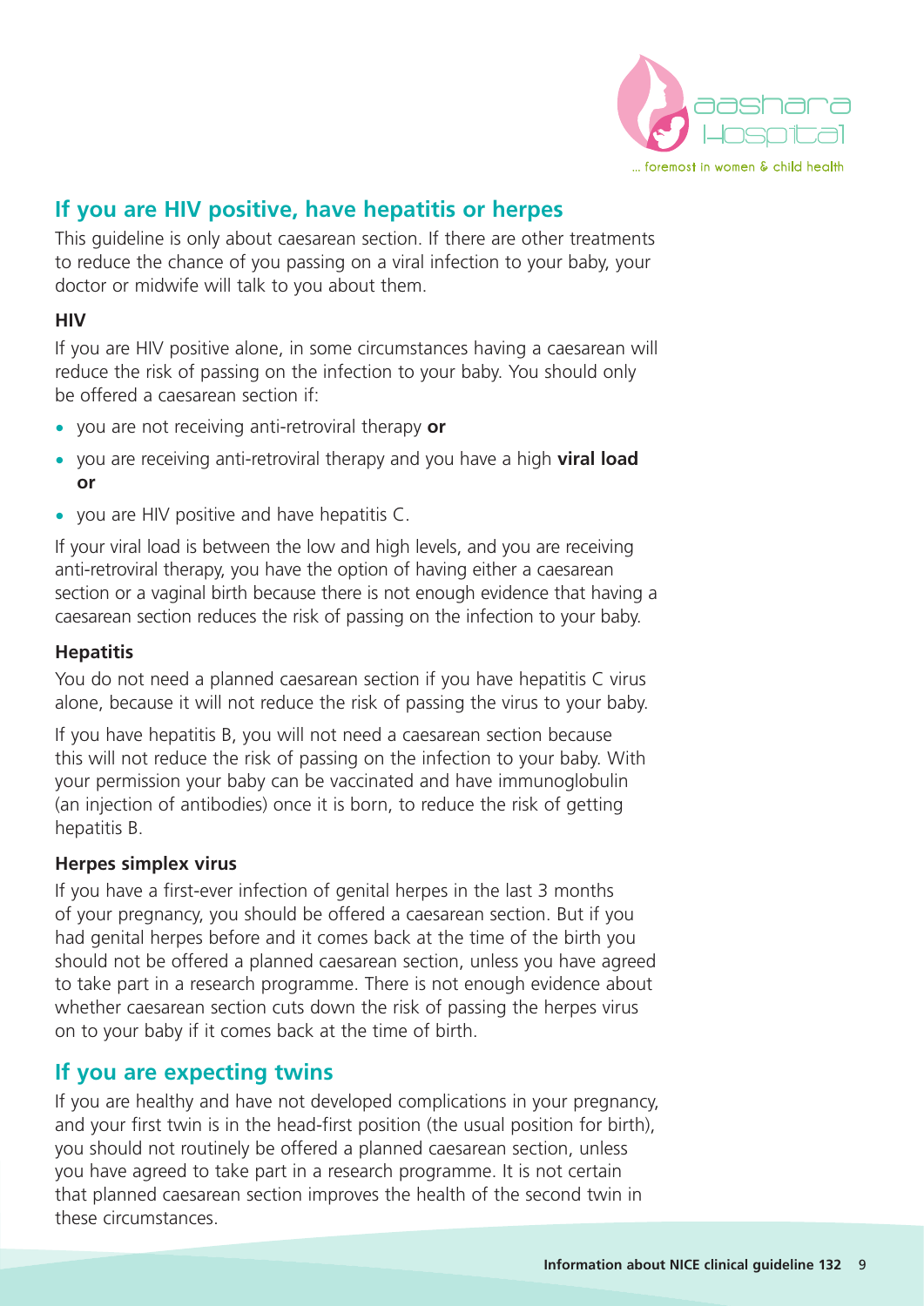## If you are HIV positive, have hepatitis or herpes

This guideline is only about caesarean section. If there are other treatments to reduce the chance of you passing on a viral infection to your baby, your doctor or midwife will talk to you about them.

### HIV

If you are HIV positive alone, in some circumstances having a caesarean will reduce the risk of passing on the infection to your baby. You should only be offered a caesarean section if:

- you are not receiving anti-retroviral therapy **or**
- you are receiving anti-retroviral therapy and you have a high **viral load or**
- you are HIV positive and have hepatitis C.

If your viral load is between the low and high levels, and you are receiving anti-retroviral therapy, you have the option of having either a caesarean section or a vaginal birth because there is not enough evidence that having a caesarean section reduces the risk of passing on the infection to your baby.

### Hepatitis

You do not need a planned caesarean section if you have hepatitis C virus alone, because it will not reduce the risk of passing the virus to your baby.

If you have hepatitis B, you will not need a caesarean section because this will not reduce the risk of passing on the infection to your baby. With your permission your baby can be vaccinated and have immunoglobulin (an injection of antibodies) once it is born, to reduce the risk of getting hepatitis B.

### Herpes simplex virus

If you have a first-ever infection of genital herpes in the last 3 months of your pregnancy, you should be offered a caesarean section. But if you had genital herpes before and it comes back at the time of the birth you should not be offered a planned caesarean section, unless you have agreed to take part in a research programme. There is not enough evidence about whether caesarean section cuts down the risk of passing the herpes virus on to your baby if it comes back at the time of birth.

## If you are expecting twins

If you are healthy and have not developed complications in your pregnancy, and your first twin is in the head-first position (the usual position for birth), you should not routinely be offered a planned caesarean section, unless you have agreed to take part in a research programme. It is not certain that planned caesarean section improves the health of the second twin in these circumstances.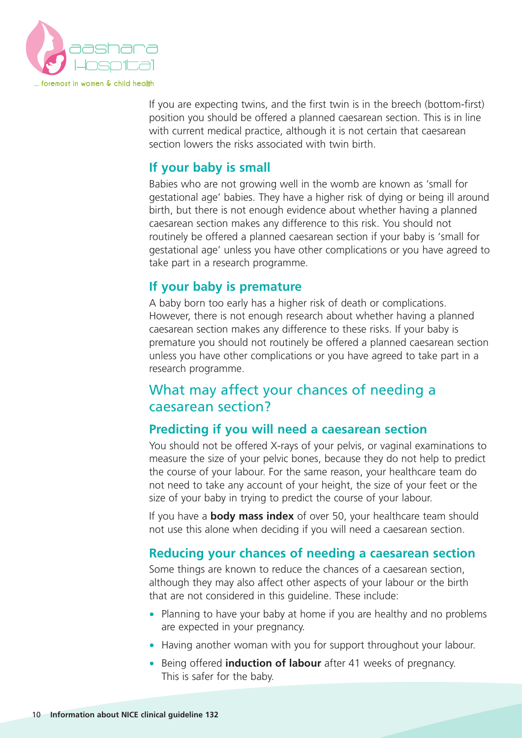If you are expecting twins, and the first twin is in the breech (bottom-first) position you should be offered a planned caesarean section. This is in line with current medical practice, although it is not certain that caesarean section lowers the risks associated with twin birth.

### If your baby is small

Babies who are not growing well in the womb are known as 'small for gestational age' babies. They have a higher risk of dying or being ill around birth, but there is not enough evidence about whether having a planned caesarean section makes any difference to this risk. You should not routinely be offered a planned caesarean section if your baby is 'small for gestational age' unless you have other complications or you have agreed to take part in a research programme.

### If your baby is premature

A baby born too early has a higher risk of death or complications. However, there is not enough research about whether having a planned caesarean section makes any difference to these risks. If your baby is premature you should not routinely be offered a planned caesarean section unless you have other complications or you have agreed to take part in a research programme.

## What may affect your chances of needing a caesarean section?

### Predicting if you will need a caesarean section

You should not be offered X-rays of your pelvis, or vaginal examinations to measure the size of your pelvic bones, because they do not help to predict the course of your labour. For the same reason, your healthcare team do not need to take any account of your height, the size of your feet or the size of your baby in trying to predict the course of your labour.

If you have a **body mass index** of over 50, your healthcare team should not use this alone when deciding if you will need a caesarean section.

### Reducing your chances of needing a caesarean section

Some things are known to reduce the chances of a caesarean section, although they may also affect other aspects of your labour or the birth that are not considered in this guideline. These include:

- Planning to have your baby at home if you are healthy and no problems are expected in your pregnancy.
- Having another woman with you for support throughout your labour.
- Being offered **induction of labour** after 41 weeks of pregnancy. This is safer for the baby.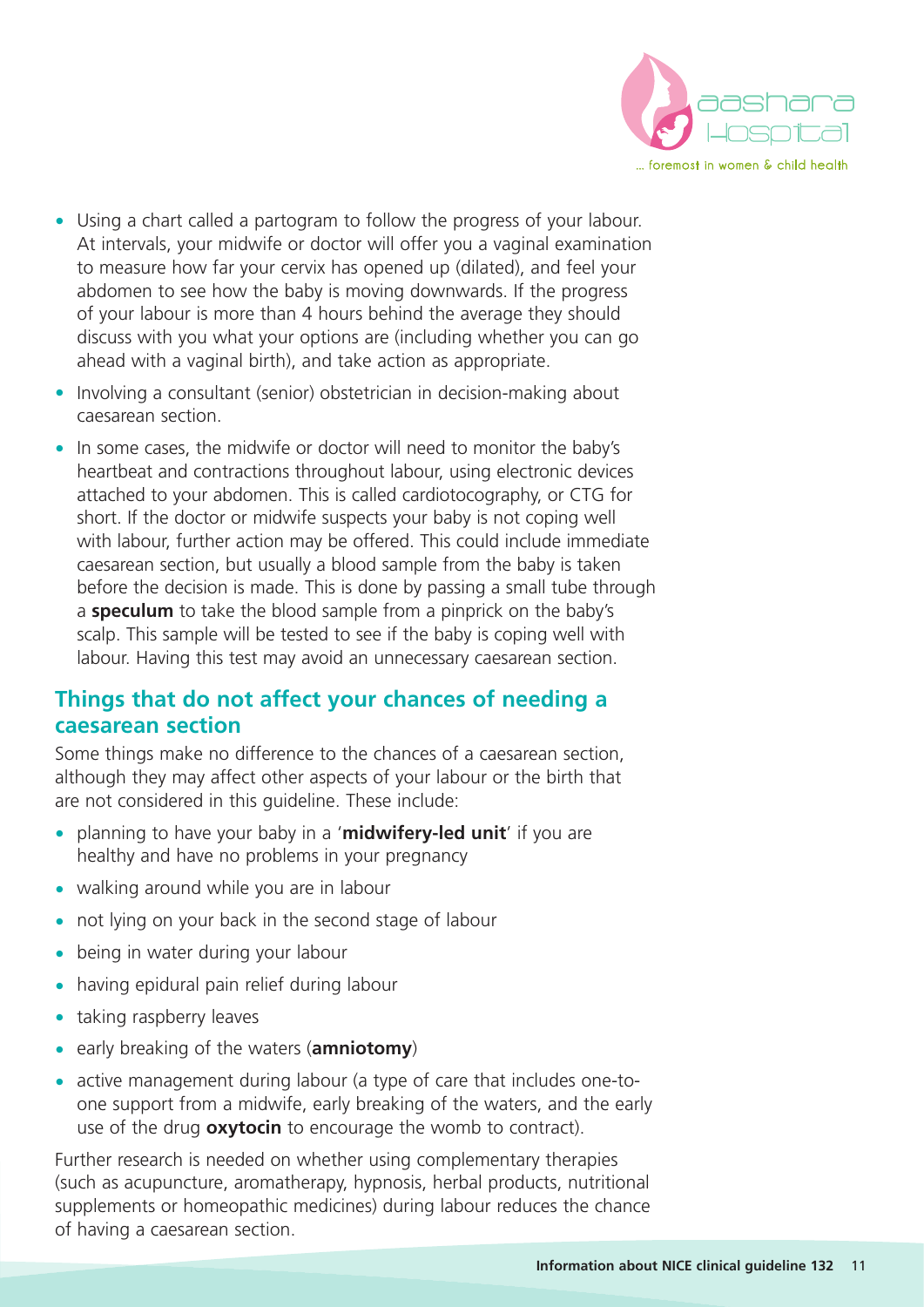- Using a chart called a partogram to follow the progress of your labour. At intervals, your midwife or doctor will offer you a vaginal examination to measure how far your cervix has opened up (dilated), and feel your abdomen to see how the baby is moving downwards. If the progress of your labour is more than 4 hours behind the average they should discuss with you what your options are (including whether you can go ahead with a vaginal birth), and take action as appropriate.
- Involving a consultant (senior) obstetrician in decision-making about caesarean section.
- In some cases, the midwife or doctor will need to monitor the baby's heartbeat and contractions throughout labour, using electronic devices attached to your abdomen. This is called cardiotocography, or CTG for short. If the doctor or midwife suspects your baby is not coping well with labour, further action may be offered. This could include immediate caesarean section, but usually a blood sample from the baby is taken before the decision is made. This is done by passing a small tube through a **speculum** to take the blood sample from a pinprick on the baby's scalp. This sample will be tested to see if the baby is coping well with labour. Having this test may avoid an unnecessary caesarean section.

## Things that do not affect your chances of needing a caesarean section

Some things make no difference to the chances of a caesarean section, although they may affect other aspects of your labour or the birth that are not considered in this guideline. These include:

- planning to have your baby in a '**midwifery-led unit**' if you are healthy and have no problems in your pregnancy
- walking around while you are in labour
- not lying on your back in the second stage of labour
- being in water during your labour
- having epidural pain relief during labour
- taking raspberry leaves
- early breaking of the waters (**amniotomy**)
- active management during labour (a type of care that includes one-to-one support from a midwife, early breaking of the waters, and the early use of the drug **oxytocin** to encourage the womb to contract).

Further research is needed on whether using complementary therapies (such as acupuncture, aromatherapy, hypnosis, herbal products, nutritional supplements or homeopathic medicines) during labour reduces the chance of having a caesarean section.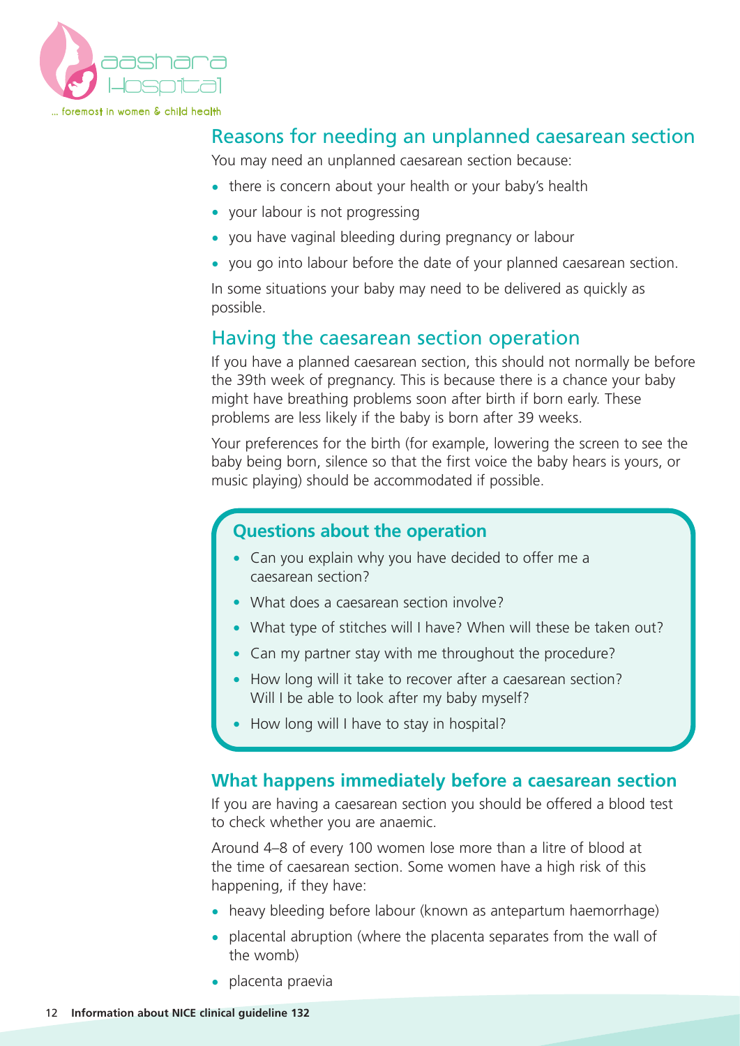## Reasons for needing an unplanned caesarean section

You may need an unplanned caesarean section because:

- there is concern about your health or your baby's health
- your labour is not progressing
- you have vaginal bleeding during pregnancy or labour
- you go into labour before the date of your planned caesarean section.

In some situations your baby may need to be delivered as quickly as possible.

## Having the caesarean section operation

If you have a planned caesarean section, this should not normally be before the 39th week of pregnancy. This is because there is a chance your baby might have breathing problems soon after birth if born early. These problems are less likely if the baby is born after 39 weeks.

Your preferences for the birth (for example, lowering the screen to see the baby being born, silence so that the first voice the baby hears is yours, or music playing) should be accommodated if possible.

### Questions about the operation

- Can you explain why you have decided to offer me a caesarean section?
- What does a caesarean section involve?
- What type of stitches will I have? When will these be taken out?
- Can my partner stay with me throughout the procedure?
- How long will it take to recover after a caesarean section? Will I be able to look after my baby myself?
- How long will I have to stay in hospital?

### What happens immediately before a caesarean section

If you are having a caesarean section you should be offered a blood test to check whether you are anaemic.

Around 4–8 of every 100 women lose more than a litre of blood at the time of caesarean section. Some women have a high risk of this happening, if they have:

- heavy bleeding before labour (known as antepartum haemorrhage)
- placental abruption (where the placenta separates from the wall of the womb)
- placenta praevia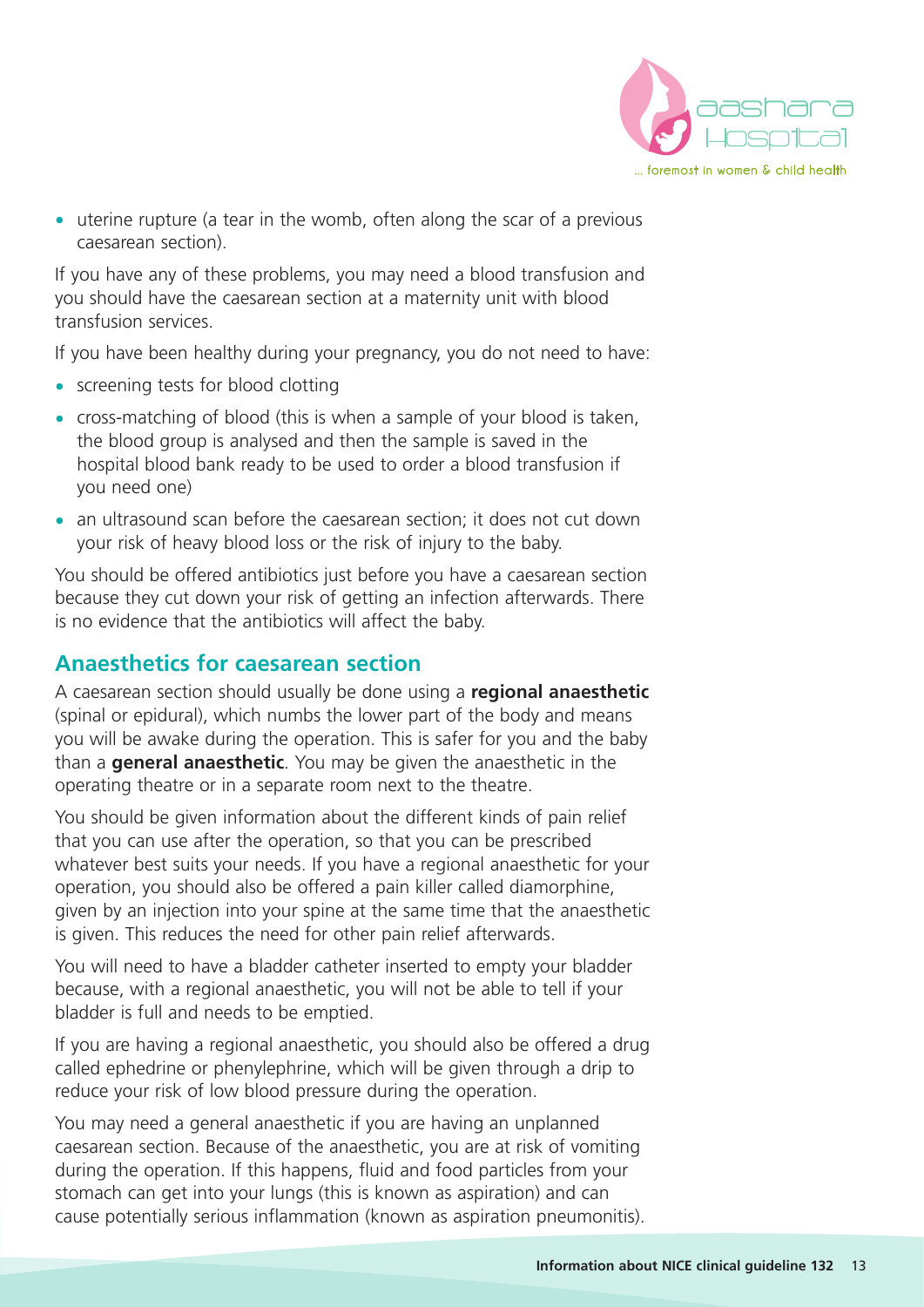- uterine rupture (a tear in the womb, often along the scar of a previous caesarean section).

If you have any of these problems, you may need a blood transfusion and you should have the caesarean section at a maternity unit with blood transfusion services.

If you have been healthy during your pregnancy, you do not need to have:

- screening tests for blood clotting
- cross-matching of blood (this is when a sample of your blood is taken, the blood group is analysed and then the sample is saved in the hospital blood bank ready to be used to order a blood transfusion if you need one)
- an ultrasound scan before the caesarean section; it does not cut down your risk of heavy blood loss or the risk of injury to the baby.

You should be offered antibiotics just before you have a caesarean section because they cut down your risk of getting an infection afterwards. There is no evidence that the antibiotics will affect the baby.

## Anaesthetics for caesarean section

A caesarean section should usually be done using a **regional anaesthetic** (spinal or epidural), which numbs the lower part of the body and means you will be awake during the operation. This is safer for you and the baby than a **general anaesthetic**. You may be given the anaesthetic in the operating theatre or in a separate room next to the theatre.

You should be given information about the different kinds of pain relief that you can use after the operation, so that you can be prescribed whatever best suits your needs. If you have a regional anaesthetic for your operation, you should also be offered a pain killer called diamorphine, given by an injection into your spine at the same time that the anaesthetic is given. This reduces the need for other pain relief afterwards.

You will need to have a bladder catheter inserted to empty your bladder because, with a regional anaesthetic, you will not be able to tell if your bladder is full and needs to be emptied.

If you are having a regional anaesthetic, you should also be offered a drug called ephedrine or phenylephrine, which will be given through a drip to reduce your risk of low blood pressure during the operation.

You may need a general anaesthetic if you are having an unplanned caesarean section. Because of the anaesthetic, you are at risk of vomiting during the operation. If this happens, fluid and food particles from your stomach can get into your lungs (this is known as aspiration) and can cause potentially serious inflammation (known as aspiration pneumonitis).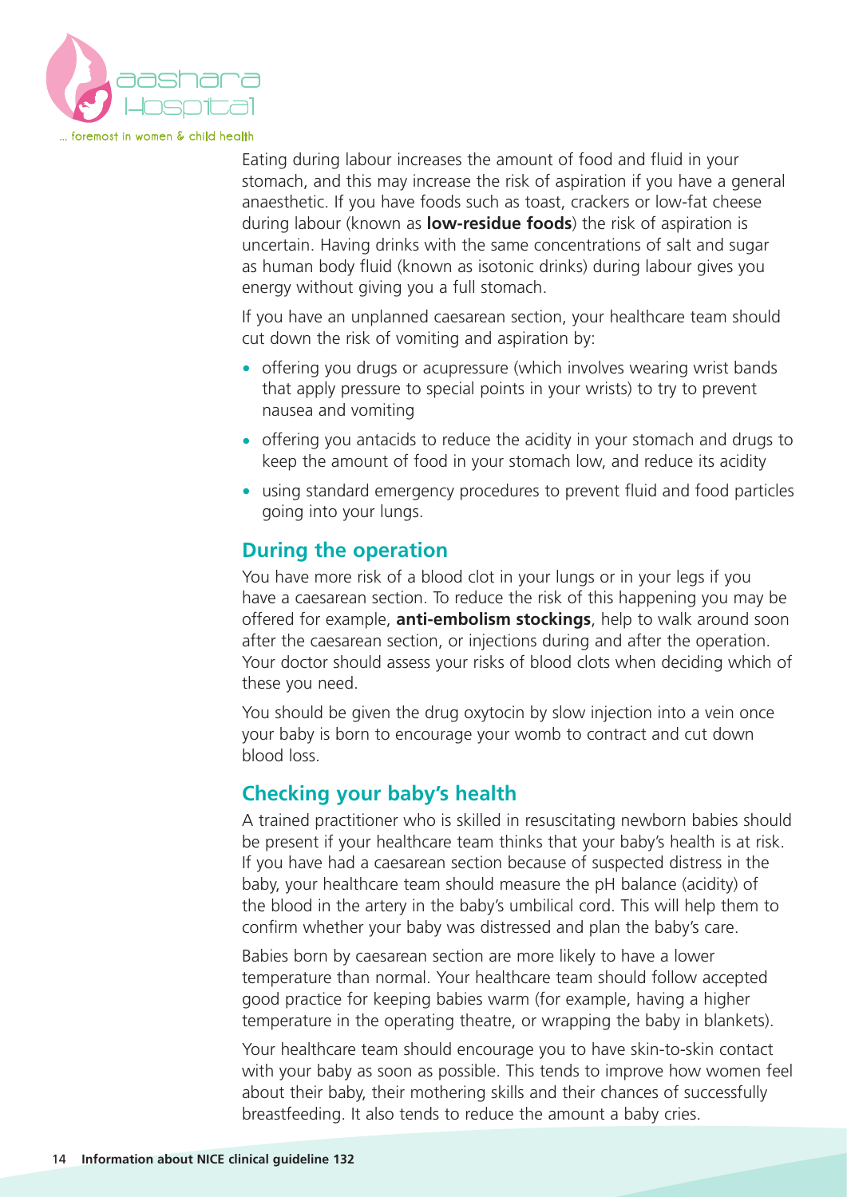Eating during labour increases the amount of food and fluid in your stomach, and this may increase the risk of aspiration if you have a general anaesthetic. If you have foods such as toast, crackers or low-fat cheese during labour (known as **low-residue foods**) the risk of aspiration is uncertain. Having drinks with the same concentrations of salt and sugar as human body fluid (known as isotonic drinks) during labour gives you energy without giving you a full stomach.

If you have an unplanned caesarean section, your healthcare team should cut down the risk of vomiting and aspiration by:

- offering you drugs or acupressure (which involves wearing wrist bands that apply pressure to special points in your wrists) to try to prevent nausea and vomiting
- offering you antacids to reduce the acidity in your stomach and drugs to keep the amount of food in your stomach low, and reduce its acidity
- using standard emergency procedures to prevent fluid and food particles going into your lungs.

## During the operation

You have more risk of a blood clot in your lungs or in your legs if you have a caesarean section. To reduce the risk of this happening you may be offered for example, **anti-embolism stockings**, help to walk around soon after the caesarean section, or injections during and after the operation. Your doctor should assess your risks of blood clots when deciding which of these you need.

You should be given the drug oxytocin by slow injection into a vein once your baby is born to encourage your womb to contract and cut down blood loss.

## Checking your baby's health

A trained practitioner who is skilled in resuscitating newborn babies should be present if your healthcare team thinks that your baby's health is at risk. If you have had a caesarean section because of suspected distress in the baby, your healthcare team should measure the pH balance (acidity) of the blood in the artery in the baby's umbilical cord. This will help them to confirm whether your baby was distressed and plan the baby's care.

Babies born by caesarean section are more likely to have a lower temperature than normal. Your healthcare team should follow accepted good practice for keeping babies warm (for example, having a higher temperature in the operating theatre, or wrapping the baby in blankets).

Your healthcare team should encourage you to have skin-to-skin contact with your baby as soon as possible. This tends to improve how women feel about their baby, their mothering skills and their chances of successfully breastfeeding. It also tends to reduce the amount a baby cries.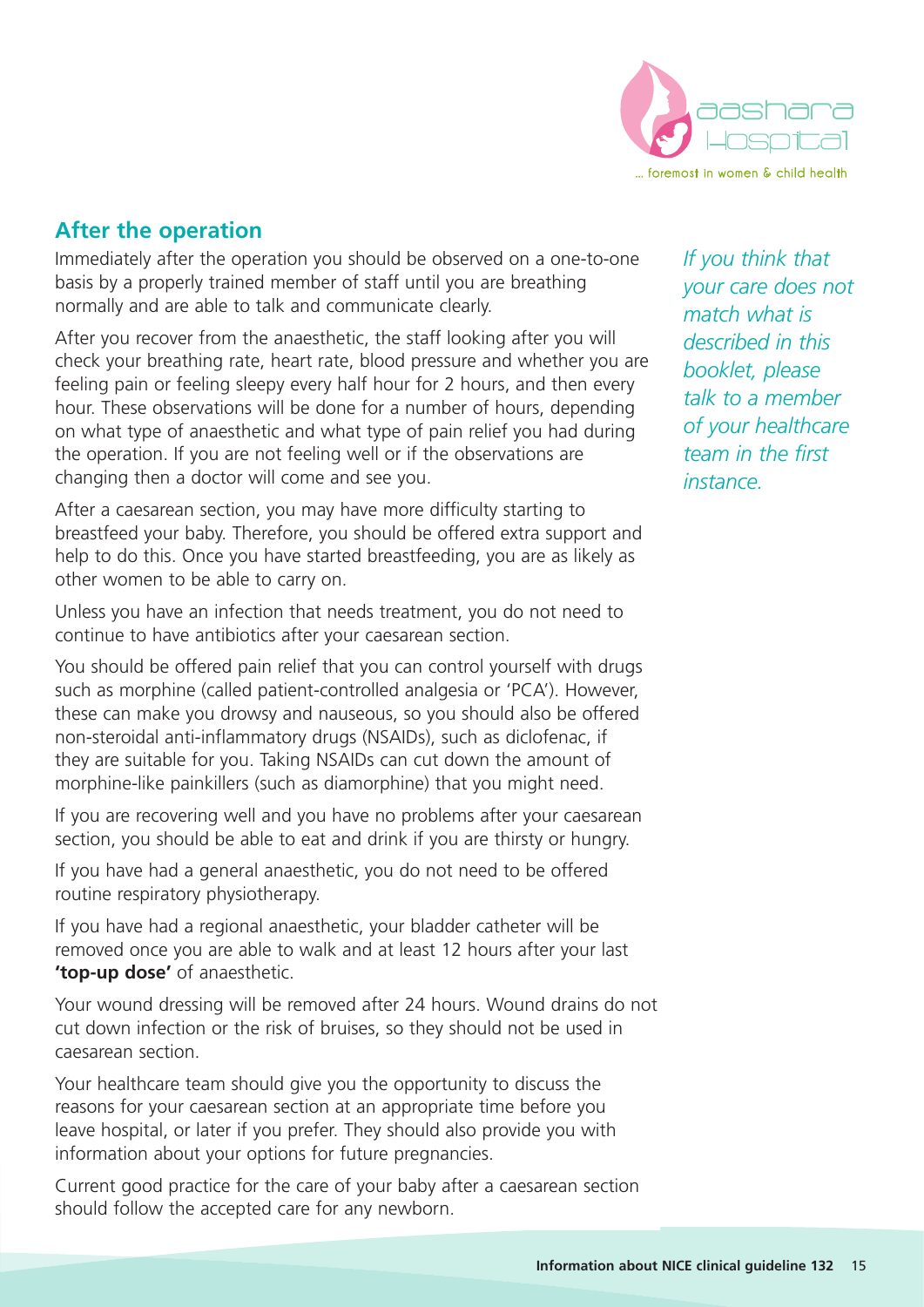## After the operation

Immediately after the operation you should be observed on a one-to-one basis by a properly trained member of staff until you are breathing normally and are able to talk and communicate clearly.

After you recover from the anaesthetic, the staff looking after you will check your breathing rate, heart rate, blood pressure and whether you are feeling pain or feeling sleepy every half hour for 2 hours, and then every hour. These observations will be done for a number of hours, depending on what type of anaesthetic and what type of pain relief you had during the operation. If you are not feeling well or if the observations are changing then a doctor will come and see you.

After a caesarean section, you may have more difficulty starting to breastfeed your baby. Therefore, you should be offered extra support and help to do this. Once you have started breastfeeding, you are as likely as other women to be able to carry on.

Unless you have an infection that needs treatment, you do not need to continue to have antibiotics after your caesarean section.

You should be offered pain relief that you can control yourself with drugs such as morphine (called patient-controlled analgesia or 'PCA'). However, these can make you drowsy and nauseous, so you should also be offered non-steroidal anti-inflammatory drugs (NSAIDs), such as diclofenac, if they are suitable for you. Taking NSAIDs can cut down the amount of morphine-like painkillers (such as diamorphine) that you might need.

If you are recovering well and you have no problems after your caesarean section, you should be able to eat and drink if you are thirsty or hungry.

If you have had a general anaesthetic, you do not need to be offered routine respiratory physiotherapy.

If you have had a regional anaesthetic, your bladder catheter will be removed once you are able to walk and at least 12 hours after your last **'top-up dose'** of anaesthetic.

Your wound dressing will be removed after 24 hours. Wound drains do not cut down infection or the risk of bruises, so they should not be used in caesarean section.

Your healthcare team should give you the opportunity to discuss the reasons for your caesarean section at an appropriate time before you leave hospital, or later if you prefer. They should also provide you with information about your options for future pregnancies.

Current good practice for the care of your baby after a caesarean section should follow the accepted care for any newborn.

*If you think that your care does not match what is described in this booklet, please talk to a member of your healthcare team in the first instance.*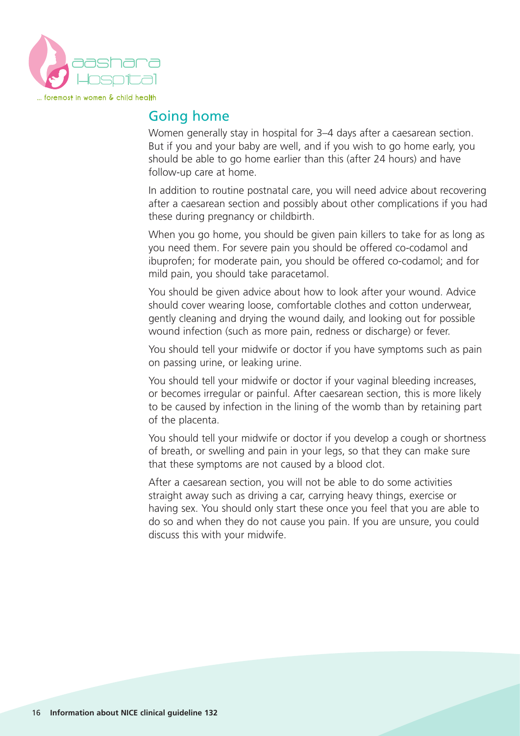## Going home

Women generally stay in hospital for 3–4 days after a caesarean section. But if you and your baby are well, and if you wish to go home early, you should be able to go home earlier than this (after 24 hours) and have follow-up care at home.

In addition to routine postnatal care, you will need advice about recovering after a caesarean section and possibly about other complications if you had these during pregnancy or childbirth.

When you go home, you should be given pain killers to take for as long as you need them. For severe pain you should be offered co-codamol and ibuprofen; for moderate pain, you should be offered co-codamol; and for mild pain, you should take paracetamol.

You should be given advice about how to look after your wound. Advice should cover wearing loose, comfortable clothes and cotton underwear, gently cleaning and drying the wound daily, and looking out for possible wound infection (such as more pain, redness or discharge) or fever.

You should tell your midwife or doctor if you have symptoms such as pain on passing urine, or leaking urine.

You should tell your midwife or doctor if your vaginal bleeding increases, or becomes irregular or painful. After caesarean section, this is more likely to be caused by infection in the lining of the womb than by retaining part of the placenta.

You should tell your midwife or doctor if you develop a cough or shortness of breath, or swelling and pain in your legs, so that they can make sure that these symptoms are not caused by a blood clot.

After a caesarean section, you will not be able to do some activities straight away such as driving a car, carrying heavy things, exercise or having sex. You should only start these once you feel that you are able to do so and when they do not cause you pain. If you are unsure, you could discuss this with your midwife.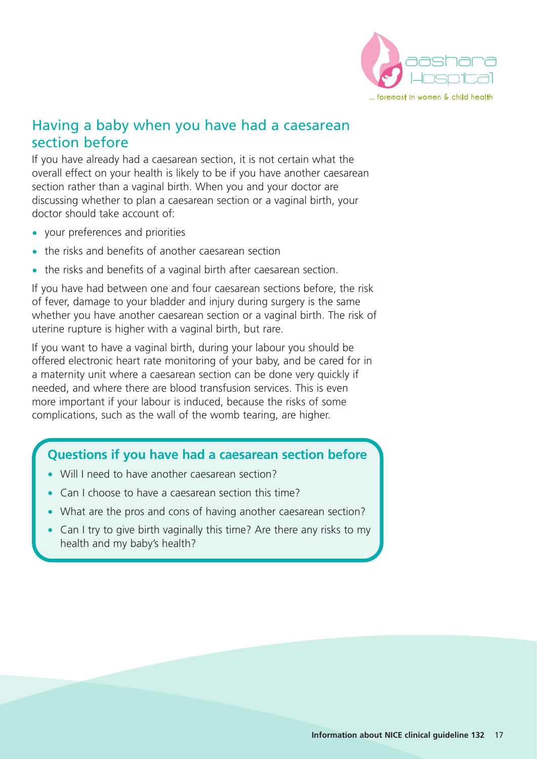## Having a baby when you have had a caesarean section before

If you have already had a caesarean section, it is not certain what the overall effect on your health is likely to be if you have another caesarean section rather than a vaginal birth. When you and your doctor are discussing whether to plan a caesarean section or a vaginal birth, your doctor should take account of:

- your preferences and priorities
- the risks and benefits of another caesarean section
- the risks and benefits of a vaginal birth after caesarean section.

If you have had between one and four caesarean sections before, the risk of fever, damage to your bladder and injury during surgery is the same whether you have another caesarean section or a vaginal birth. The risk of uterine rupture is higher with a vaginal birth, but rare.

If you want to have a vaginal birth, during your labour you should be offered electronic heart rate monitoring of your baby, and be cared for in a maternity unit where a caesarean section can be done very quickly if needed, and where there are blood transfusion services. This is even more important if your labour is induced, because the risks of some complications, such as the wall of the womb tearing, are higher.

### Questions if you have had a caesarean section before

- Will I need to have another caesarean section?
- Can I choose to have a caesarean section this time?
- What are the pros and cons of having another caesarean section?
- Can I try to give birth vaginally this time? Are there any risks to my health and my baby's health?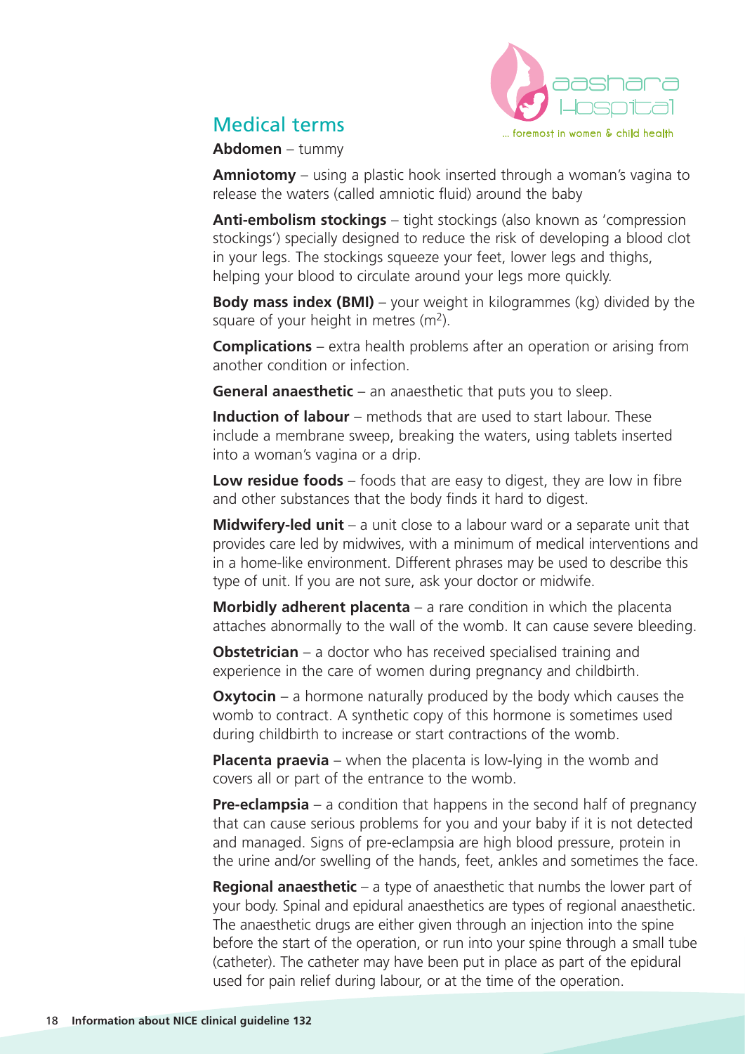## Medical terms

**Abdomen** – tummy

**Amniotomy** – using a plastic hook inserted through a woman's vagina to release the waters (called amniotic fluid) around the baby

**Anti-embolism stockings** – tight stockings (also known as 'compression stockings') specially designed to reduce the risk of developing a blood clot in your legs. The stockings squeeze your feet, lower legs and thighs, helping your blood to circulate around your legs more quickly.

**Body mass index (BMI)** – your weight in kilogrammes (kg) divided by the square of your height in metres ($m^2$).

**Complications** – extra health problems after an operation or arising from another condition or infection.

**General anaesthetic** – an anaesthetic that puts you to sleep.

**Induction of labour** – methods that are used to start labour. These include a membrane sweep, breaking the waters, using tablets inserted into a woman's vagina or a drip.

**Low residue foods** – foods that are easy to digest, they are low in fibre and other substances that the body finds it hard to digest.

**Midwifery-led unit** – a unit close to a labour ward or a separate unit that provides care led by midwives, with a minimum of medical interventions and in a home-like environment. Different phrases may be used to describe this type of unit. If you are not sure, ask your doctor or midwife.

**Morbidly adherent placenta** – a rare condition in which the placenta attaches abnormally to the wall of the womb. It can cause severe bleeding.

**Obstetrician** – a doctor who has received specialised training and experience in the care of women during pregnancy and childbirth.

**Oxytocin** – a hormone naturally produced by the body which causes the womb to contract. A synthetic copy of this hormone is sometimes used during childbirth to increase or start contractions of the womb.

**Placenta praevia** – when the placenta is low-lying in the womb and covers all or part of the entrance to the womb.

**Pre-eclampsia** – a condition that happens in the second half of pregnancy that can cause serious problems for you and your baby if it is not detected and managed. Signs of pre-eclampsia are high blood pressure, protein in the urine and/or swelling of the hands, feet, ankles and sometimes the face.

**Regional anaesthetic** – a type of anaesthetic that numbs the lower part of your body. Spinal and epidural anaesthetics are types of regional anaesthetic. The anaesthetic drugs are either given through an injection into the spine before the start of the operation, or run into your spine through a small tube (catheter). The catheter may have been put in place as part of the epidural used for pain relief during labour, or at the time of the operation.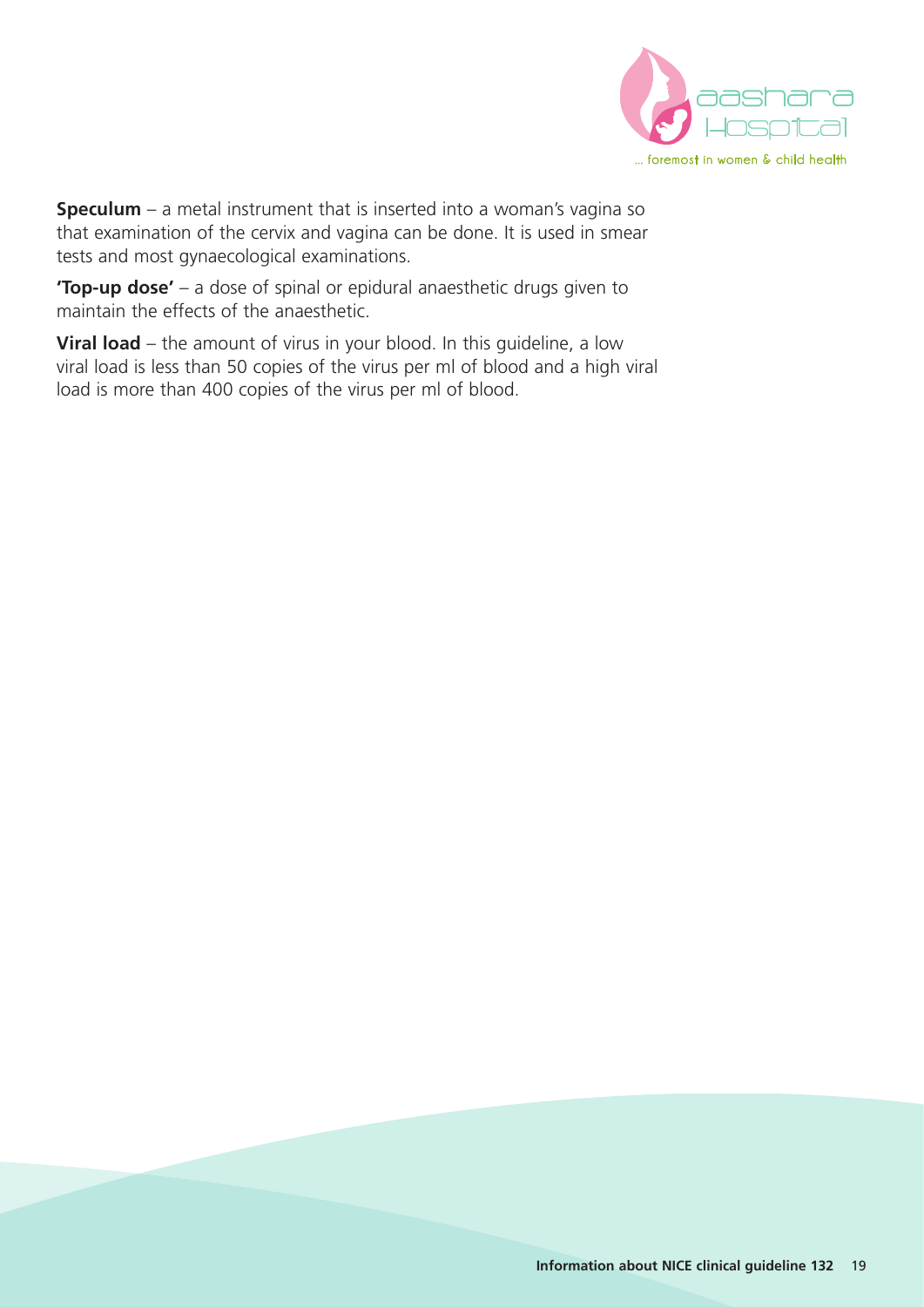**Speculum** – a metal instrument that is inserted into a woman's vagina so that examination of the cervix and vagina can be done. It is used in smear tests and most gynaecological examinations.

**'Top-up dose'** – a dose of spinal or epidural anaesthetic drugs given to maintain the effects of the anaesthetic.

**Viral load** – the amount of virus in your blood. In this guideline, a low viral load is less than 50 copies of the virus per ml of blood and a high viral load is more than 400 copies of the virus per ml of blood.